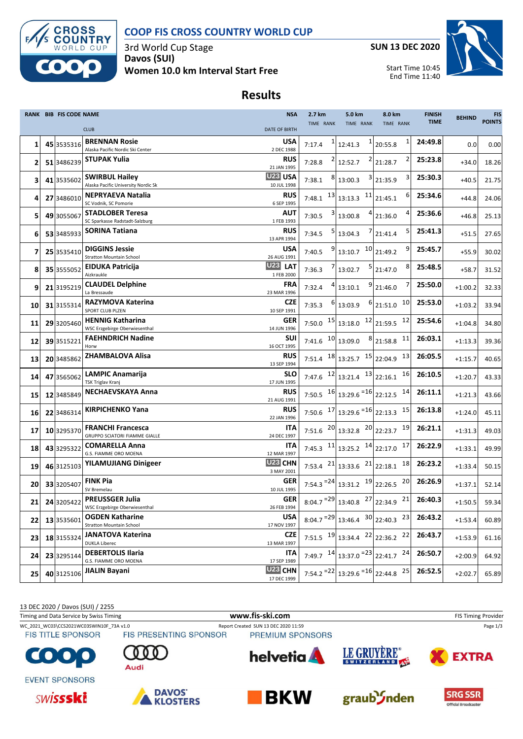# COOP FIS CROSS COUNTRY WORLD CUP

3rd World Cup Stage
**Davos (SUI)**
**Women 10.0 km Interval Start Free**

**SUN 13 DEC 2020**

Start Time 10:45
End Time 11:40

## Results

| RANK | BIB | FIS CODE | NAME / CLUB | NSA / DATE OF BIRTH | 2.7 km TIME | 2.7 km RANK | 5.0 km TIME | 5.0 km RANK | 8.0 km TIME | 8.0 km RANK | FINISH TIME | BEHIND | FIS POINTS |
|---|---|---|---|---|---|---|---|---|---|---|---|---|---|
| 1 | 45 | 3535316 | **BRENNAN Rosie** Alaska Pacific Nordic Ski Center | USA 2 DEC 1988 | 7:17.4 | 1 | 12:41.3 | 1 | 20:55.8 | 1 | 24:49.8 | 0.0 | 0.00 |
| 2 | 51 | 3486239 | **STUPAK Yulia** | RUS 21 JAN 1995 | 7:28.8 | 2 | 12:52.7 | 2 | 21:28.7 | 2 | 25:23.8 | +34.0 | 18.26 |
| 3 | 41 | 3535602 | **SWIRBUL Hailey** Alaska Pacific University Nordic Sk | U23 USA 10 JUL 1998 | 7:38.1 | 8 | 13:00.3 | 3 | 21:35.9 | 3 | 25:30.3 | +40.5 | 21.75 |
| 4 | 27 | 3486010 | **NEPRYAEVA Natalia** SC Vodnik, SC Pomorie | RUS 6 SEP 1995 | 7:48.1 | 13 | 13:13.3 | 11 | 21:45.1 | 6 | 25:34.6 | +44.8 | 24.06 |
| 5 | 49 | 3055067 | **STADLOBER Teresa** SC Sparkasse Radstadt-Salzburg | AUT 1 FEB 1993 | 7:30.5 | 3 | 13:00.8 | 4 | 21:36.0 | 4 | 25:36.6 | +46.8 | 25.13 |
| 6 | 53 | 3485933 | **SORINA Tatiana** | RUS 13 APR 1994 | 7:34.5 | 5 | 13:04.3 | 7 | 21:41.4 | 5 | 25:41.3 | +51.5 | 27.65 |
| 7 | 25 | 3535410 | **DIGGINS Jessie** Stratton Mountain School | USA 26 AUG 1991 | 7:40.5 | 9 | 13:10.7 | 10 | 21:49.2 | 9 | 25:45.7 | +55.9 | 30.02 |
| 8 | 35 | 3555052 | **EIDUKA Patricija** Aizkraukle | U23 LAT 1 FEB 2000 | 7:36.3 | 7 | 13:02.7 | 5 | 21:47.0 | 8 | 25:48.5 | +58.7 | 31.52 |
| 9 | 21 | 3195219 | **CLAUDEL Delphine** La Bressaude | FRA 23 MAR 1996 | 7:32.4 | 4 | 13:10.1 | 9 | 21:46.0 | 7 | 25:50.0 | +1:00.2 | 32.33 |
| 10 | 31 | 3155314 | **RAZYMOVA Katerina** SPORT CLUB PLZEN | CZE 10 SEP 1991 | 7:35.3 | 6 | 13:03.9 | 6 | 21:51.0 | 10 | 25:53.0 | +1:03.2 | 33.94 |
| 11 | 29 | 3205460 | **HENNIG Katharina** WSC Erzgebirge Oberwiesenthal | GER 14 JUN 1996 | 7:50.0 | 15 | 13:18.0 | 12 | 21:59.5 | 12 | 25:54.6 | +1:04.8 | 34.80 |
| 12 | 39 | 3515221 | **FAEHNDRICH Nadine** Horw | SUI 16 OCT 1995 | 7:41.6 | 10 | 13:09.0 | 8 | 21:58.8 | 11 | 26:03.1 | +1:13.3 | 39.36 |
| 13 | 20 | 3485862 | **ZHAMBALOVA Alisa** | RUS 13 SEP 1994 | 7:51.4 | 18 | 13:25.7 | 15 | 22:04.9 | 13 | 26:05.5 | +1:15.7 | 40.65 |
| 14 | 47 | 3565062 | **LAMPIC Anamarija** TSK Triglav Kranj | SLO 17 JUN 1995 | 7:47.6 | 12 | 13:21.4 | 13 | 22:16.1 | 16 | 26:10.5 | +1:20.7 | 43.33 |
| 15 | 12 | 3485849 | **NECHAEVSKAYA Anna** | RUS 21 AUG 1991 | 7:50.5 | 16 | 13:29.6 | =16 | 22:12.5 | 14 | 26:11.1 | +1:21.3 | 43.66 |
| 16 | 22 | 3486314 | **KIRPICHENKO Yana** | RUS 22 JAN 1996 | 7:50.6 | 17 | 13:29.6 | =16 | 22:13.3 | 15 | 26:13.8 | +1:24.0 | 45.11 |
| 17 | 10 | 3295370 | **FRANCHI Francesca** GRUPPO SCIATORI FIAMME GIALLE | ITA 24 DEC 1997 | 7:51.6 | 20 | 13:32.8 | 20 | 22:23.7 | 19 | 26:21.1 | +1:31.3 | 49.03 |
| 18 | 43 | 3295322 | **COMARELLA Anna** G.S. FIAMME ORO MOENA | ITA 12 MAR 1997 | 7:45.3 | 11 | 13:25.2 | 14 | 22:17.0 | 17 | 26:22.9 | +1:33.1 | 49.99 |
| 19 | 46 | 3125103 | **YILAMUJIANG Dinigeer** | U23 CHN 3 MAY 2001 | 7:53.4 | 21 | 13:33.6 | 21 | 22:18.1 | 18 | 26:23.2 | +1:33.4 | 50.15 |
| 20 | 33 | 3205407 | **FINK Pia** SV Bremelau | GER 10 JUL 1995 | 7:54.3 | =24 | 13:31.2 | 19 | 22:26.5 | 20 | 26:26.9 | +1:37.1 | 52.14 |
| 21 | 24 | 3205422 | **PREUSSGER Julia** WSC Erzgebirge Oberwiesenthal | GER 26 FEB 1994 | 8:04.7 | =29 | 13:40.8 | 27 | 22:34.9 | 21 | 26:40.3 | +1:50.5 | 59.34 |
| 22 | 13 | 3535601 | **OGDEN Katharine** Stratton Mountain School | USA 17 NOV 1997 | 8:04.7 | =29 | 13:46.4 | 30 | 22:40.3 | 23 | 26:43.2 | +1:53.4 | 60.89 |
| 23 | 18 | 3155324 | **JANATOVA Katerina** DUKLA Liberec | CZE 13 MAR 1997 | 7:51.5 | 19 | 13:34.4 | 22 | 22:36.2 | 22 | 26:43.7 | +1:53.9 | 61.16 |
| 24 | 23 | 3295144 | **DEBERTOLIS Ilaria** G.S. FIAMME ORO MOENA | ITA 17 SEP 1989 | 7:49.7 | 14 | 13:37.0 | =23 | 22:41.7 | 24 | 26:50.7 | +2:00.9 | 64.92 |
| 25 | 40 | 3125106 | **JIALIN Bayani** | U23 CHN 17 DEC 1999 | 7:54.2 | =22 | 13:29.6 | =16 | 22:44.8 | 25 | 26:52.5 | +2:02.7 | 65.89 |

13 DEC 2020 / Davos (SUI) / 2255

Timing and Data Service by Swiss Timing — www.fis-ski.com — FIS Timing Provider

WC_2021_WC03\CCS2021WC03SWIN10F_73A v1.0 — Report Created SUN 13 DEC 2020 11:59

FIS TITLE SPONSOR: COOP — FIS PRESENTING SPONSOR: Audi — PREMIUM SPONSORS: helvetia, LE GRUYÈRE SWITZERLAND AOP, EXTRA

EVENT SPONSORS: swissski, DAVOS KLOSTERS, BKW, graubünden, SRG SSR Official Broadcaster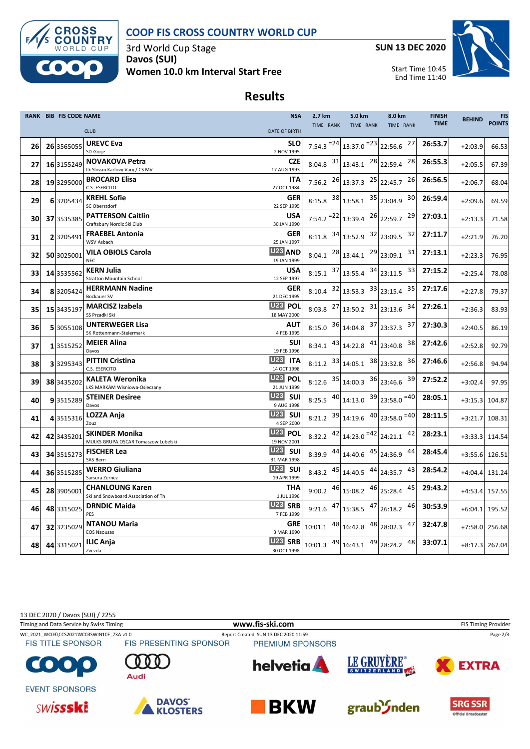# COOP FIS CROSS COUNTRY WORLD CUP

3rd World Cup Stage
**Davos (SUI)**
**Women 10.0 km Interval Start Free**

**SUN 13 DEC 2020**

Start Time 10:45
End Time 11:40

## Results

| RANK | BIB | FIS CODE | NAME / CLUB | NSA / DATE OF BIRTH | 2.7 km TIME | RANK | 5.0 km TIME | RANK | 8.0 km TIME | RANK | FINISH TIME | BEHIND | FIS POINTS |
|---|---|---|---|---|---|---|---|---|---|---|---|---|---|
| 26 | 26 | 3565055 | **UREVC Eva** SD Gorje | SLO 2 NOV 1995 | 7:54.3 | =24 | 13:37.0 | =23 | 22:56.6 | 27 | 26:53.7 | +2:03.9 | 66.53 |
| 27 | 16 | 3155249 | **NOVAKOVA Petra** Lk Slovan Karlovy Vary / CS MV | CZE 17 AUG 1993 | 8:04.8 | 31 | 13:43.1 | 28 | 22:59.4 | 28 | 26:55.3 | +2:05.5 | 67.39 |
| 28 | 19 | 3295000 | **BROCARD Elisa** C.S. ESERCITO | ITA 27 OCT 1984 | 7:56.2 | 26 | 13:37.3 | 25 | 22:45.7 | 26 | 26:56.5 | +2:06.7 | 68.04 |
| 29 | 6 | 3205434 | **KREHL Sofie** SC Oberstdorf | GER 22 SEP 1995 | 8:15.8 | 38 | 13:58.1 | 35 | 23:04.9 | 30 | 26:59.4 | +2:09.6 | 69.59 |
| 30 | 37 | 3535385 | **PATTERSON Caitlin** Craftsbury Nordic Ski Club | USA 30 JAN 1990 | 7:54.2 | =22 | 13:39.4 | 26 | 22:59.7 | 29 | 27:03.1 | +2:13.3 | 71.58 |
| 31 | 2 | 3205491 | **FRAEBEL Antonia** WSV Asbach | GER 25 JAN 1997 | 8:11.8 | 34 | 13:52.9 | 32 | 23:09.5 | 32 | 27:11.7 | +2:21.9 | 76.20 |
| 32 | 50 | 3025001 | **VILA OBIOLS Carola** NEC | U23 AND 19 JAN 1999 | 8:04.1 | 28 | 13:44.1 | 29 | 23:09.1 | 31 | 27:13.1 | +2:23.3 | 76.95 |
| 33 | 14 | 3535562 | **KERN Julia** Stratton Mountain School | USA 12 SEP 1997 | 8:15.1 | 37 | 13:55.4 | 34 | 23:11.5 | 33 | 27:15.2 | +2:25.4 | 78.08 |
| 34 | 8 | 3205424 | **HERRMANN Nadine** Bockauer SV | GER 21 DEC 1995 | 8:10.4 | 32 | 13:53.3 | 33 | 23:15.4 | 35 | 27:17.6 | +2:27.8 | 79.37 |
| 35 | 15 | 3435197 | **MARCISZ Izabela** SS Przadki Ski | U23 POL 18 MAY 2000 | 8:03.8 | 27 | 13:50.2 | 31 | 23:13.6 | 34 | 27:26.1 | +2:36.3 | 83.93 |
| 36 | 5 | 3055108 | **UNTERWEGER Lisa** SK Rottenmann-Steiermark | AUT 4 FEB 1995 | 8:15.0 | 36 | 14:04.8 | 37 | 23:37.3 | 37 | 27:30.3 | +2:40.5 | 86.19 |
| 37 | 1 | 3515252 | **MEIER Alina** Davos | SUI 19 FEB 1996 | 8:34.1 | 43 | 14:22.8 | 41 | 23:40.8 | 38 | 27:42.6 | +2:52.8 | 92.79 |
| 38 | 3 | 3295343 | **PITTIN Cristina** C.S. ESERCITO | U23 ITA 14 OCT 1998 | 8:11.2 | 33 | 14:05.1 | 38 | 23:32.8 | 36 | 27:46.6 | +2:56.8 | 94.94 |
| 39 | 38 | 3435202 | **KALETA Weronika** LKS MARKAM Wisniowa-Osieczany | U23 POL 21 JUN 1999 | 8:12.6 | 35 | 14:00.3 | 36 | 23:46.6 | 39 | 27:52.2 | +3:02.4 | 97.95 |
| 40 | 9 | 3515289 | **STEINER Desiree** Davos | U23 SUI 9 AUG 1998 | 8:25.5 | 40 | 14:13.0 | 39 | 23:58.0 | =40 | 28:05.1 | +3:15.3 | 104.87 |
| 41 | 4 | 3515316 | **LOZZA Anja** Zouz | U23 SUI 4 SEP 2000 | 8:21.2 | 39 | 14:19.6 | 40 | 23:58.0 | =40 | 28:11.5 | +3:21.7 | 108.31 |
| 42 | 42 | 3435201 | **SKINDER Monika** MULKS GRUPA OSCAR Tomaszow Lubelski | U23 POL 19 NOV 2001 | 8:32.2 | 42 | 14:23.0 | =42 | 24:21.1 | 42 | 28:23.1 | +3:33.3 | 114.54 |
| 43 | 34 | 3515273 | **FISCHER Lea** SAS Bern | U23 SUI 31 MAR 1998 | 8:39.9 | 44 | 14:40.6 | 45 | 24:36.9 | 44 | 28:45.4 | +3:55.6 | 126.51 |
| 44 | 36 | 3515285 | **WERRO Giuliana** Sarsura Zernez | U23 SUI 19 APR 1999 | 8:43.2 | 45 | 14:40.5 | 44 | 24:35.7 | 43 | 28:54.2 | +4:04.4 | 131.24 |
| 45 | 28 | 3905001 | **CHANLOUNG Karen** Ski and Snowboard Association of Th | THA 1 JUL 1996 | 9:00.2 | 46 | 15:08.2 | 46 | 25:28.4 | 45 | 29:43.2 | +4:53.4 | 157.55 |
| 46 | 48 | 3315025 | **DRNDIC Maida** PES | U23 SRB 7 FEB 1999 | 9:21.6 | 47 | 15:38.5 | 47 | 26:18.2 | 46 | 30:53.9 | +6:04.1 | 195.52 |
| 47 | 32 | 3235029 | **NTANOU Maria** EOS Naousas | GRE 3 MAR 1990 | 10:01.1 | 48 | 16:42.8 | 48 | 28:02.3 | 47 | 32:47.8 | +7:58.0 | 256.68 |
| 48 | 44 | 3315021 | **ILIC Anja** Zvezda | U23 SRB 30 OCT 1998 | 10:01.3 | 49 | 16:43.1 | 49 | 28:24.2 | 48 | 33:07.1 | +8:17.3 | 267.04 |

13 DEC 2020 / Davos (SUI) / 2255
Timing and Data Service by Swiss Timing — www.fis-ski.com — FIS Timing Provider
WC_2021_WC03\CCS2021WC03SWIN10F_73A v1.0 — Report Created SUN 13 DEC 2020 11:59

FIS TITLE SPONSOR — FIS PRESENTING SPONSOR — PREMIUM SPONSORS — EVENT SPONSORS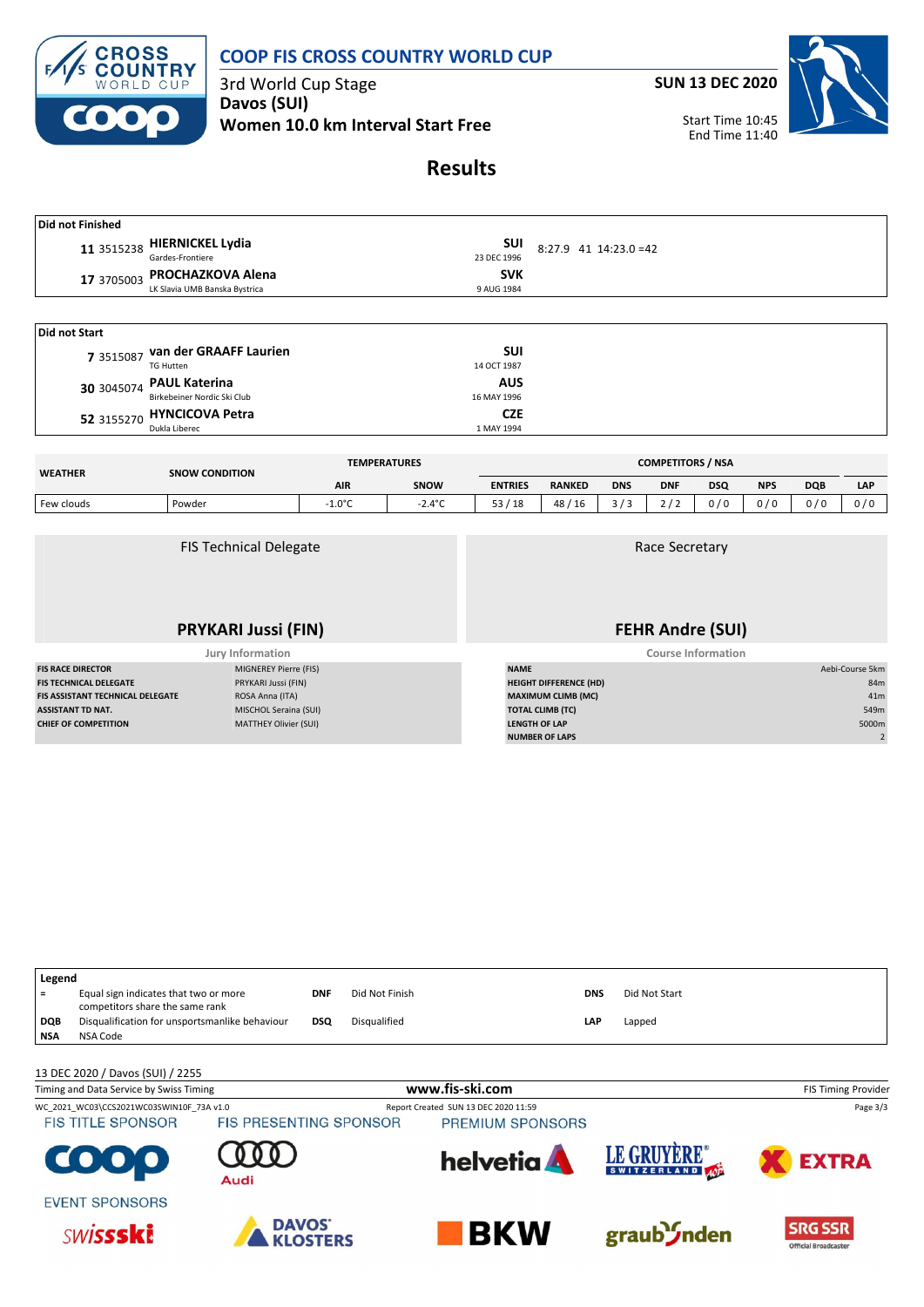# COOP FIS CROSS COUNTRY WORLD CUP

3rd World Cup Stage
**Davos (SUI)**
**Women 10.0 km Interval Start Free**

**SUN 13 DEC 2020**
Start Time 10:45
End Time 11:40

## Results

**Did not Finished**

| | | | | | |
|---|---|---|---|---|---|
| **11** | 3515238 | **HIERNICKEL Lydia** Gardes-Frontiere | **SUI** 23 DEC 1996 | 8:27.9 41 | 14:23.0 =42 |
| **17** | 3705003 | **PROCHAZKOVA Alena** LK Slavia UMB Banska Bystrica | **SVK** 9 AUG 1984 | | |

**Did not Start**

| | | | |
|---|---|---|---|
| **7** | 3515087 | **van der GRAAFF Laurien** TG Hutten | **SUI** 14 OCT 1987 |
| **30** | 3045074 | **PAUL Katerina** Birkebeiner Nordic Ski Club | **AUS** 16 MAY 1996 |
| **52** | 3155270 | **HYNCICOVA Petra** Dukla Liberec | **CZE** 1 MAY 1994 |

| WEATHER | SNOW CONDITION | TEMPERATURES | | COMPETITORS / NSA | | | | | | | |
|---|---|---|---|---|---|---|---|---|---|---|---|
| | | AIR | SNOW | ENTRIES | RANKED | DNS | DNF | DSQ | NPS | DQB | LAP |
| Few clouds | Powder | -1.0°C | -2.4°C | 53 / 18 | 48 / 16 | 3 / 3 | 2 / 2 | 0 / 0 | 0 / 0 | 0 / 0 | 0 / 0 |

FIS Technical Delegate

**PRYKARI Jussi (FIN)**

Race Secretary

**FEHR Andre (SUI)**

**Jury Information**

| | |
|---|---|
| FIS RACE DIRECTOR | MIGNEREY Pierre (FIS) |
| FIS TECHNICAL DELEGATE | PRYKARI Jussi (FIN) |
| FIS ASSISTANT TECHNICAL DELEGATE | ROSA Anna (ITA) |
| ASSISTANT TD NAT. | MISCHOL Seraina (SUI) |
| CHIEF OF COMPETITION | MATTHEY Olivier (SUI) |

**Course Information**

| | |
|---|---|
| NAME | Aebi-Course 5km |
| HEIGHT DIFFERENCE (HD) | 84m |
| MAXIMUM CLIMB (MC) | 41m |
| TOTAL CLIMB (TC) | 549m |
| LENGTH OF LAP | 5000m |
| NUMBER OF LAPS | 2 |

**Legend**

| | | | | | |
|---|---|---|---|---|---|
| = | Equal sign indicates that two or more competitors share the same rank | DNF | Did Not Finish | DNS | Did Not Start |
| DQB | Disqualification for unsportsmanlike behaviour | DSQ | Disqualified | LAP | Lapped |
| NSA | NSA Code | | | | |

13 DEC 2020 / Davos (SUI) / 2255
Timing and Data Service by Swiss Timing — www.fis-ski.com — FIS Timing Provider
WC_2021_WC03\CCS2021WC03SWIN10F_73A v1.0 — Report Created SUN 13 DEC 2020 11:59

FIS TITLE SPONSOR — FIS PRESENTING SPONSOR — PREMIUM SPONSORS — EVENT SPONSORS